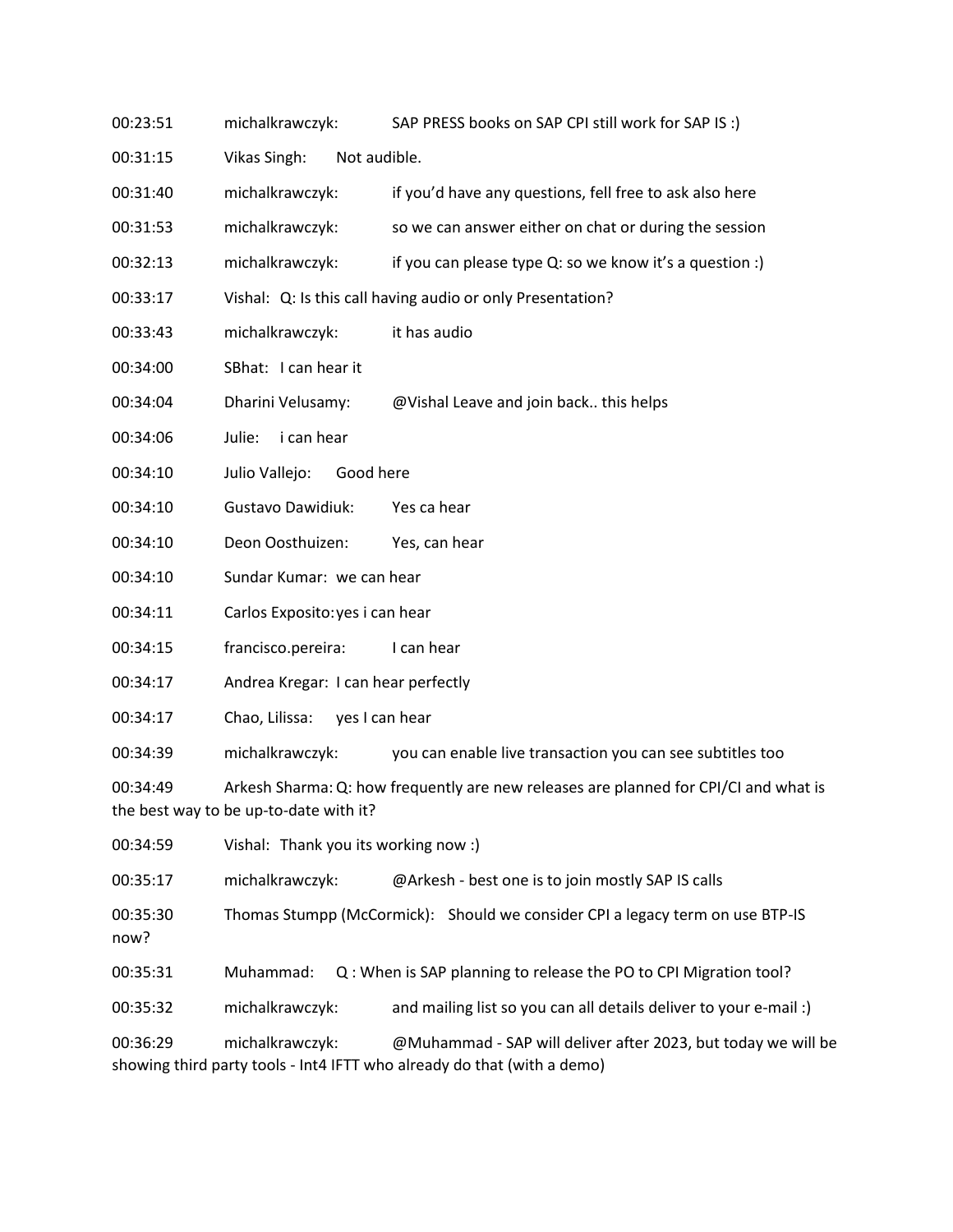00:23:51 michalkrawczyk: SAP PRESS books on SAP CPI still work for SAP IS :)

00:31:15 Vikas Singh: Not audible.

00:31:40 michalkrawczyk: if you'd have any questions, fell free to ask also here

00:31:53 michalkrawczyk: so we can answer either on chat or during the session

00:32:13 michalkrawczyk: if you can please type Q: so we know it's a question :)

00:33:17 Vishal: Q: Is this call having audio or only Presentation?

00:33:43 michalkrawczyk: it has audio

00:34:00 SBhat: I can hear it

00:34:04 Dharini Velusamy: @Vishal Leave and join back.. this helps

00:34:06 Julie: i can hear

00:34:10 Julio Vallejo: Good here

00:34:10 Gustavo Dawidiuk: Yes ca hear

00:34:10 Deon Oosthuizen: Yes, can hear

00:34:10 Sundar Kumar: we can hear

00:34:11 Carlos Exposito: yes i can hear

00:34:15 francisco.pereira: I can hear

00:34:17 Andrea Kregar: I can hear perfectly

00:34:17 Chao, Lilissa: yes I can hear

00:34:39 michalkrawczyk: you can enable live transaction you can see subtitles too

00:34:49 Arkesh Sharma: Q: how frequently are new releases are planned for CPI/CI and what is the best way to be up-to-date with it?

00:34:59 Vishal: Thank you its working now :)

00:35:17 michalkrawczyk: @Arkesh - best one is to join mostly SAP IS calls

00:35:30 Thomas Stumpp (McCormick): Should we consider CPI a legacy term on use BTP-IS now?

00:35:31 Muhammad: Q : When is SAP planning to release the PO to CPI Migration tool?

00:35:32 michalkrawczyk: and mailing list so you can all details deliver to your e-mail :)

00:36:29 michalkrawczyk: @Muhammad - SAP will deliver after 2023, but today we will be showing third party tools - Int4 IFTT who already do that (with a demo)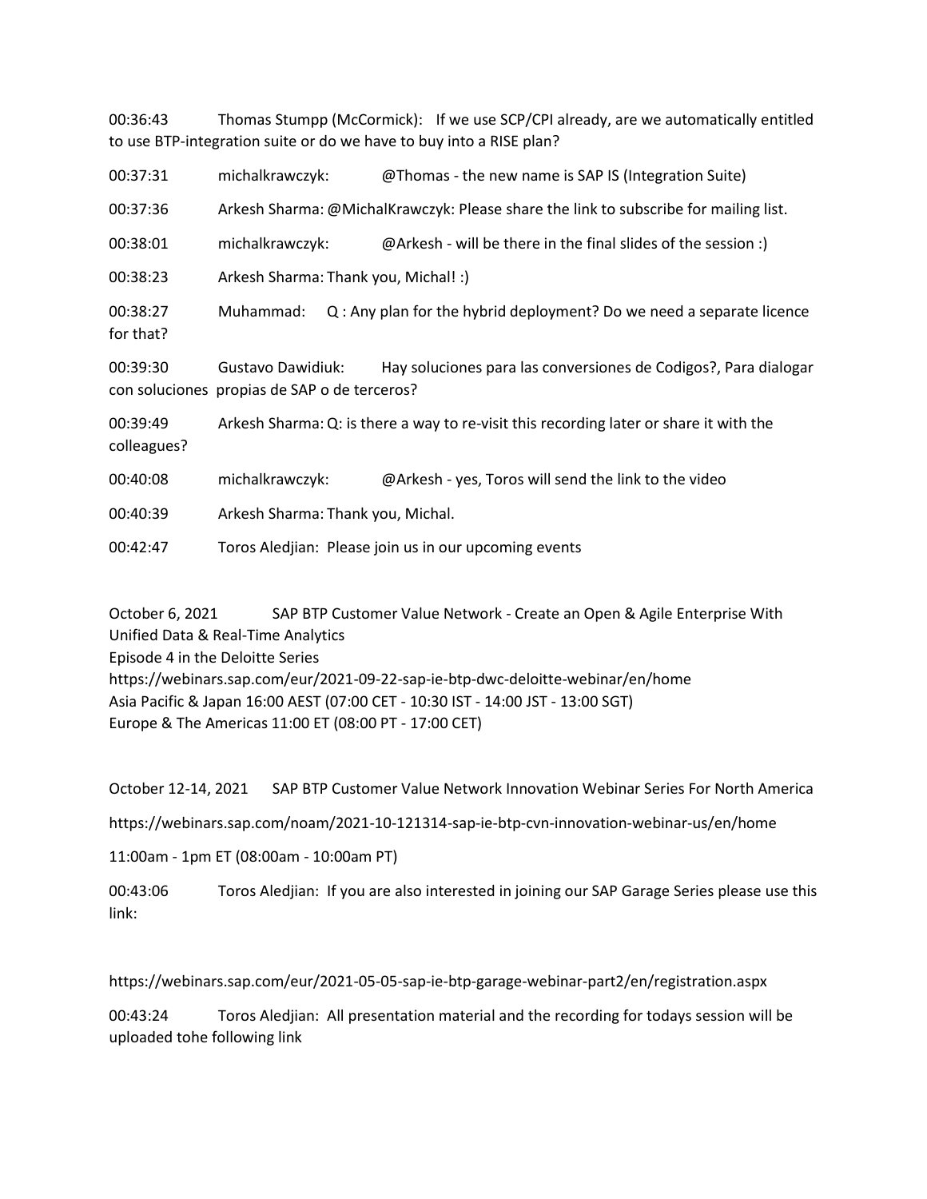00:36:43 Thomas Stumpp (McCormick): If we use SCP/CPI already, are we automatically entitled to use BTP-integration suite or do we have to buy into a RISE plan?

00:37:31 michalkrawczyk: @Thomas - the new name is SAP IS (Integration Suite)

00:37:36 Arkesh Sharma: @MichalKrawczyk: Please share the link to subscribe for mailing list.

00:38:01 michalkrawczyk: @Arkesh - will be there in the final slides of the session :)

00:38:23 Arkesh Sharma: Thank you, Michal! :)

00:38:27 Muhammad: Q : Any plan for the hybrid deployment? Do we need a separate licence for that?

00:39:30 Gustavo Dawidiuk: Hay soluciones para las conversiones de Codigos?, Para dialogar con soluciones propias de SAP o de terceros?

00:39:49 Arkesh Sharma: Q: is there a way to re-visit this recording later or share it with the colleagues?

00:40:08 michalkrawczyk: @Arkesh - yes, Toros will send the link to the video

00:40:39 Arkesh Sharma: Thank you, Michal.

00:42:47 Toros Aledjian: Please join us in our upcoming events

October 6, 2021 SAP BTP Customer Value Network - Create an Open & Agile Enterprise With Unified Data & Real-Time Analytics
Episode 4 in the Deloitte Series
https://webinars.sap.com/eur/2021-09-22-sap-ie-btp-dwc-deloitte-webinar/en/home
Asia Pacific & Japan 16:00 AEST (07:00 CET - 10:30 IST - 14:00 JST - 13:00 SGT)
Europe & The Americas 11:00 ET (08:00 PT - 17:00 CET)

October 12-14, 2021 SAP BTP Customer Value Network Innovation Webinar Series For North America

https://webinars.sap.com/noam/2021-10-121314-sap-ie-btp-cvn-innovation-webinar-us/en/home

11:00am - 1pm ET (08:00am - 10:00am PT)

00:43:06 Toros Aledjian: If you are also interested in joining our SAP Garage Series please use this link:

https://webinars.sap.com/eur/2021-05-05-sap-ie-btp-garage-webinar-part2/en/registration.aspx

00:43:24 Toros Aledjian: All presentation material and the recording for todays session will be uploaded tohe following link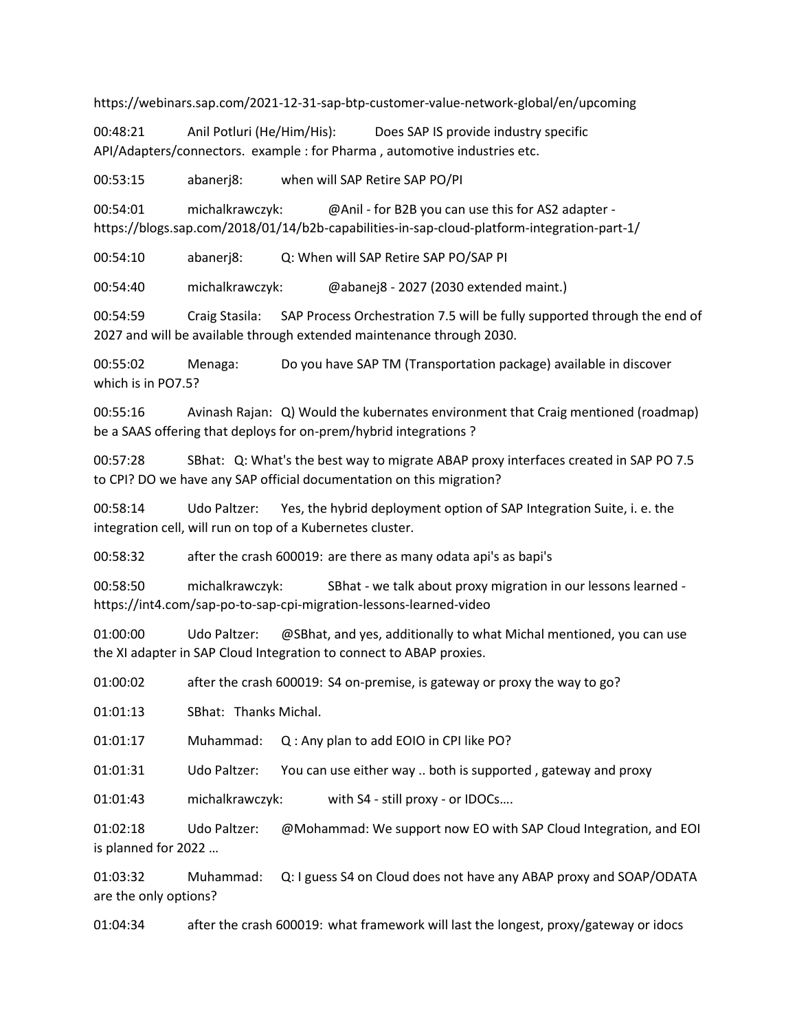https://webinars.sap.com/2021-12-31-sap-btp-customer-value-network-global/en/upcoming

00:48:21 Anil Potluri (He/Him/His): Does SAP IS provide industry specific API/Adapters/connectors. example : for Pharma , automotive industries etc.

00:53:15 abanerj8: when will SAP Retire SAP PO/PI

00:54:01 michalkrawczyk: @Anil - for B2B you can use this for AS2 adapter - https://blogs.sap.com/2018/01/14/b2b-capabilities-in-sap-cloud-platform-integration-part-1/

00:54:10 abanerj8: Q: When will SAP Retire SAP PO/SAP PI

00:54:40 michalkrawczyk: @abanej8 - 2027 (2030 extended maint.)

00:54:59 Craig Stasila: SAP Process Orchestration 7.5 will be fully supported through the end of 2027 and will be available through extended maintenance through 2030.

00:55:02 Menaga: Do you have SAP TM (Transportation package) available in discover which is in PO7.5?

00:55:16 Avinash Rajan: Q) Would the kubernates environment that Craig mentioned (roadmap) be a SAAS offering that deploys for on-prem/hybrid integrations ?

00:57:28 SBhat: Q: What's the best way to migrate ABAP proxy interfaces created in SAP PO 7.5 to CPI? DO we have any SAP official documentation on this migration?

00:58:14 Udo Paltzer: Yes, the hybrid deployment option of SAP Integration Suite, i. e. the integration cell, will run on top of a Kubernetes cluster.

00:58:32 after the crash 600019: are there as many odata api's as bapi's

00:58:50 michalkrawczyk: SBhat - we talk about proxy migration in our lessons learned - https://int4.com/sap-po-to-sap-cpi-migration-lessons-learned-video

01:00:00 Udo Paltzer: @SBhat, and yes, additionally to what Michal mentioned, you can use the XI adapter in SAP Cloud Integration to connect to ABAP proxies.

01:00:02 after the crash 600019: S4 on-premise, is gateway or proxy the way to go?

01:01:13 SBhat: Thanks Michal.

01:01:17 Muhammad: Q : Any plan to add EOIO in CPI like PO?

01:01:31 Udo Paltzer: You can use either way .. both is supported , gateway and proxy

01:01:43 michalkrawczyk: with S4 - still proxy - or IDOCs….

01:02:18 Udo Paltzer: @Mohammad: We support now EO with SAP Cloud Integration, and EOI is planned for 2022 …

01:03:32 Muhammad: Q: I guess S4 on Cloud does not have any ABAP proxy and SOAP/ODATA are the only options?

01:04:34 after the crash 600019: what framework will last the longest, proxy/gateway or idocs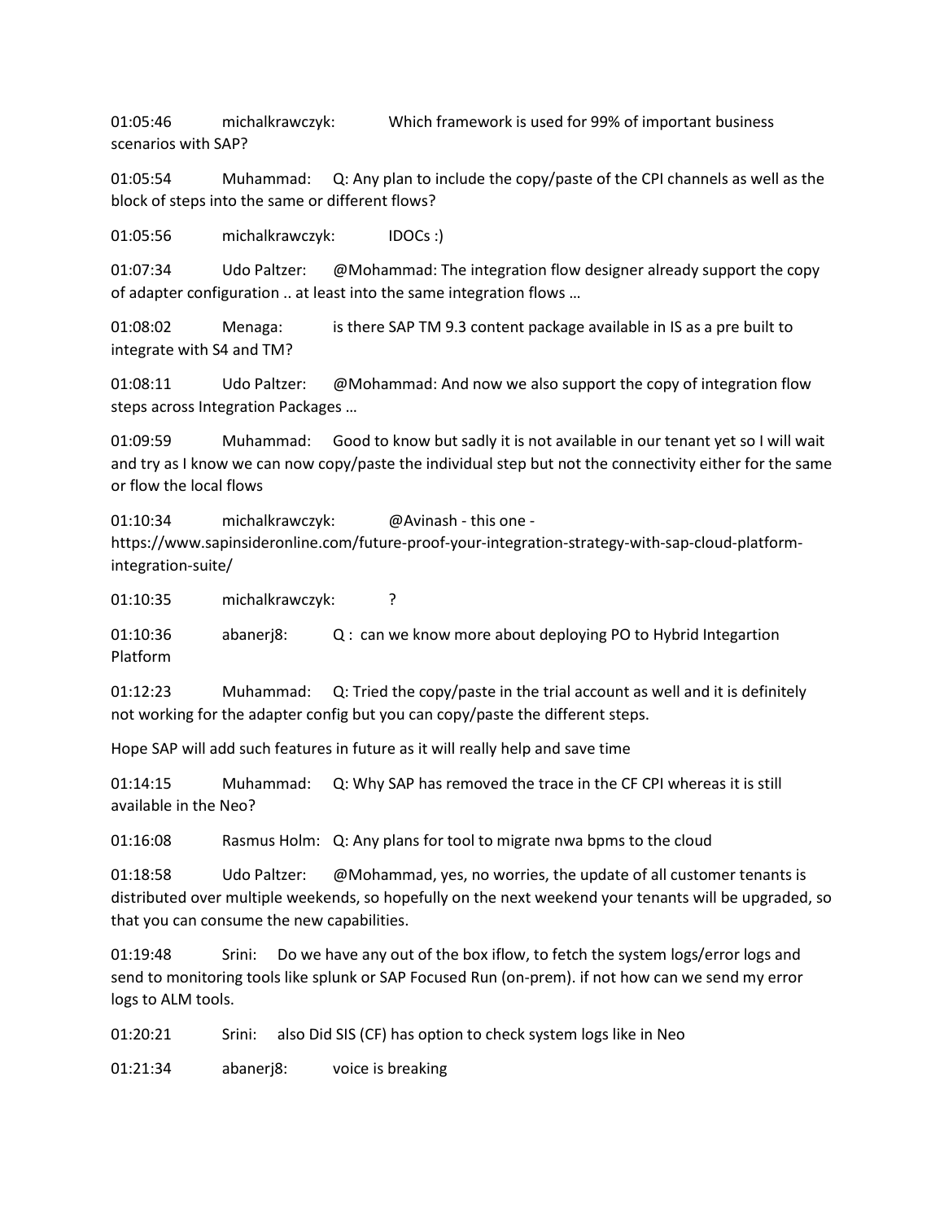01:05:46 michalkrawczyk: Which framework is used for 99% of important business scenarios with SAP?

01:05:54 Muhammad: Q: Any plan to include the copy/paste of the CPI channels as well as the block of steps into the same or different flows?

01:05:56 michalkrawczyk: IDOCs :)

01:07:34 Udo Paltzer: @Mohammad: The integration flow designer already support the copy of adapter configuration .. at least into the same integration flows …

01:08:02 Menaga: is there SAP TM 9.3 content package available in IS as a pre built to integrate with S4 and TM?

01:08:11 Udo Paltzer: @Mohammad: And now we also support the copy of integration flow steps across Integration Packages …

01:09:59 Muhammad: Good to know but sadly it is not available in our tenant yet so I will wait and try as I know we can now copy/paste the individual step but not the connectivity either for the same or flow the local flows

01:10:34 michalkrawczyk: @Avinash - this one - https://www.sapinsideronline.com/future-proof-your-integration-strategy-with-sap-cloud-platform-integration-suite/

01:10:35 michalkrawczyk: ?

01:10:36 abanerj8: Q : can we know more about deploying PO to Hybrid Integartion Platform

01:12:23 Muhammad: Q: Tried the copy/paste in the trial account as well and it is definitely not working for the adapter config but you can copy/paste the different steps.

Hope SAP will add such features in future as it will really help and save time

01:14:15 Muhammad: Q: Why SAP has removed the trace in the CF CPI whereas it is still available in the Neo?

01:16:08 Rasmus Holm: Q: Any plans for tool to migrate nwa bpms to the cloud

01:18:58 Udo Paltzer: @Mohammad, yes, no worries, the update of all customer tenants is distributed over multiple weekends, so hopefully on the next weekend your tenants will be upgraded, so that you can consume the new capabilities.

01:19:48 Srini: Do we have any out of the box iflow, to fetch the system logs/error logs and send to monitoring tools like splunk or SAP Focused Run (on-prem). if not how can we send my error logs to ALM tools.

01:20:21 Srini: also Did SIS (CF) has option to check system logs like in Neo

01:21:34 abanerj8: voice is breaking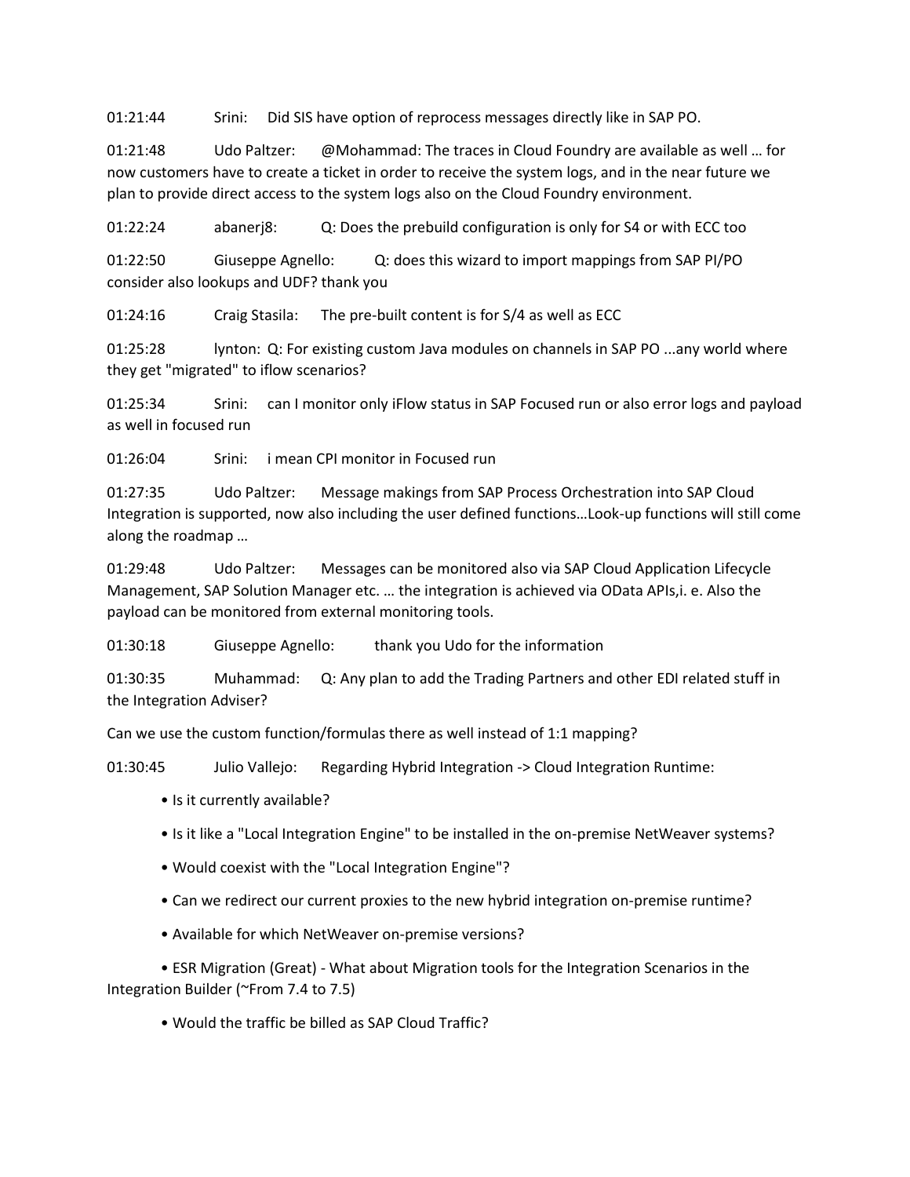01:21:44 Srini: Did SIS have option of reprocess messages directly like in SAP PO.

01:21:48 Udo Paltzer: @Mohammad: The traces in Cloud Foundry are available as well … for now customers have to create a ticket in order to receive the system logs, and in the near future we plan to provide direct access to the system logs also on the Cloud Foundry environment.

01:22:24 abanerj8: Q: Does the prebuild configuration is only for S4 or with ECC too

01:22:50 Giuseppe Agnello: Q: does this wizard to import mappings from SAP PI/PO consider also lookups and UDF? thank you

01:24:16 Craig Stasila: The pre-built content is for S/4 as well as ECC

01:25:28 lynton: Q: For existing custom Java modules on channels in SAP PO ...any world where they get "migrated" to iflow scenarios?

01:25:34 Srini: can I monitor only iFlow status in SAP Focused run or also error logs and payload as well in focused run

01:26:04 Srini: i mean CPI monitor in Focused run

01:27:35 Udo Paltzer: Message makings from SAP Process Orchestration into SAP Cloud Integration is supported, now also including the user defined functions…Look-up functions will still come along the roadmap …

01:29:48 Udo Paltzer: Messages can be monitored also via SAP Cloud Application Lifecycle Management, SAP Solution Manager etc. … the integration is achieved via OData APIs,i. e. Also the payload can be monitored from external monitoring tools.

01:30:18 Giuseppe Agnello: thank you Udo for the information

01:30:35 Muhammad: Q: Any plan to add the Trading Partners and other EDI related stuff in the Integration Adviser?

Can we use the custom function/formulas there as well instead of 1:1 mapping?

01:30:45 Julio Vallejo: Regarding Hybrid Integration -> Cloud Integration Runtime:

- Is it currently available?
- Is it like a "Local Integration Engine" to be installed in the on-premise NetWeaver systems?
- Would coexist with the "Local Integration Engine"?
- Can we redirect our current proxies to the new hybrid integration on-premise runtime?
- Available for which NetWeaver on-premise versions?
- ESR Migration (Great) - What about Migration tools for the Integration Scenarios in the Integration Builder (~From 7.4 to 7.5)
- Would the traffic be billed as SAP Cloud Traffic?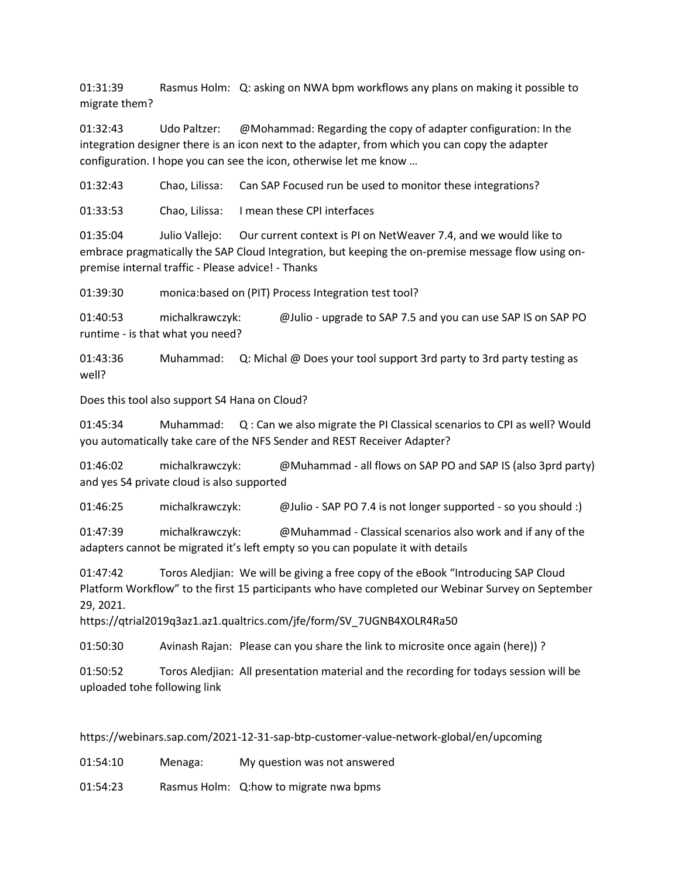01:31:39 Rasmus Holm: Q: asking on NWA bpm workflows any plans on making it possible to migrate them?

01:32:43 Udo Paltzer: @Mohammad: Regarding the copy of adapter configuration: In the integration designer there is an icon next to the adapter, from which you can copy the adapter configuration. I hope you can see the icon, otherwise let me know …

01:32:43 Chao, Lilissa: Can SAP Focused run be used to monitor these integrations?

01:33:53 Chao, Lilissa: I mean these CPI interfaces

01:35:04 Julio Vallejo: Our current context is PI on NetWeaver 7.4, and we would like to embrace pragmatically the SAP Cloud Integration, but keeping the on-premise message flow using on-premise internal traffic - Please advice! - Thanks

01:39:30 monica:based on (PIT) Process Integration test tool?

01:40:53 michalkrawczyk: @Julio - upgrade to SAP 7.5 and you can use SAP IS on SAP PO runtime - is that what you need?

01:43:36 Muhammad: Q: Michal @ Does your tool support 3rd party to 3rd party testing as well?

Does this tool also support S4 Hana on Cloud?

01:45:34 Muhammad: Q : Can we also migrate the PI Classical scenarios to CPI as well? Would you automatically take care of the NFS Sender and REST Receiver Adapter?

01:46:02 michalkrawczyk: @Muhammad - all flows on SAP PO and SAP IS (also 3prd party) and yes S4 private cloud is also supported

01:46:25 michalkrawczyk: @Julio - SAP PO 7.4 is not longer supported - so you should :)

01:47:39 michalkrawczyk: @Muhammad - Classical scenarios also work and if any of the adapters cannot be migrated it's left empty so you can populate it with details

01:47:42 Toros Aledjian: We will be giving a free copy of the eBook "Introducing SAP Cloud Platform Workflow" to the first 15 participants who have completed our Webinar Survey on September 29, 2021.
https://qtrial2019q3az1.az1.qualtrics.com/jfe/form/SV_7UGNB4XOLR4Ra50

01:50:30 Avinash Rajan: Please can you share the link to microsite once again (here)) ?

01:50:52 Toros Aledjian: All presentation material and the recording for todays session will be uploaded tohe following link

https://webinars.sap.com/2021-12-31-sap-btp-customer-value-network-global/en/upcoming

01:54:10 Menaga: My question was not answered

01:54:23 Rasmus Holm: Q:how to migrate nwa bpms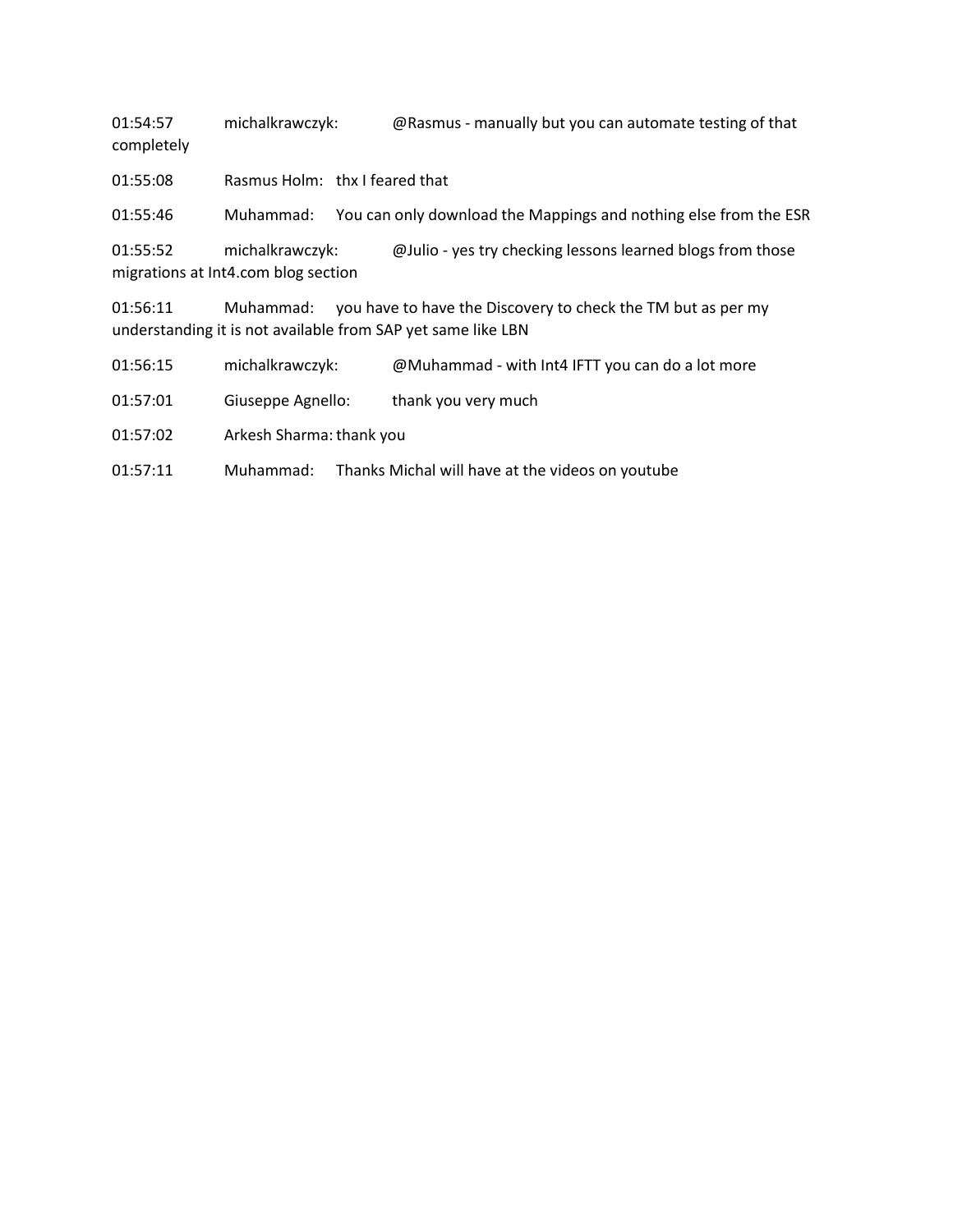01:54:57 michalkrawczyk: @Rasmus - manually but you can automate testing of that completely

01:55:08 Rasmus Holm: thx I feared that

01:55:46 Muhammad: You can only download the Mappings and nothing else from the ESR

01:55:52 michalkrawczyk: @Julio - yes try checking lessons learned blogs from those migrations at Int4.com blog section

01:56:11 Muhammad: you have to have the Discovery to check the TM but as per my understanding it is not available from SAP yet same like LBN

01:56:15 michalkrawczyk: @Muhammad - with Int4 IFTT you can do a lot more

01:57:01 Giuseppe Agnello: thank you very much

01:57:02 Arkesh Sharma: thank you

01:57:11 Muhammad: Thanks Michal will have at the videos on youtube